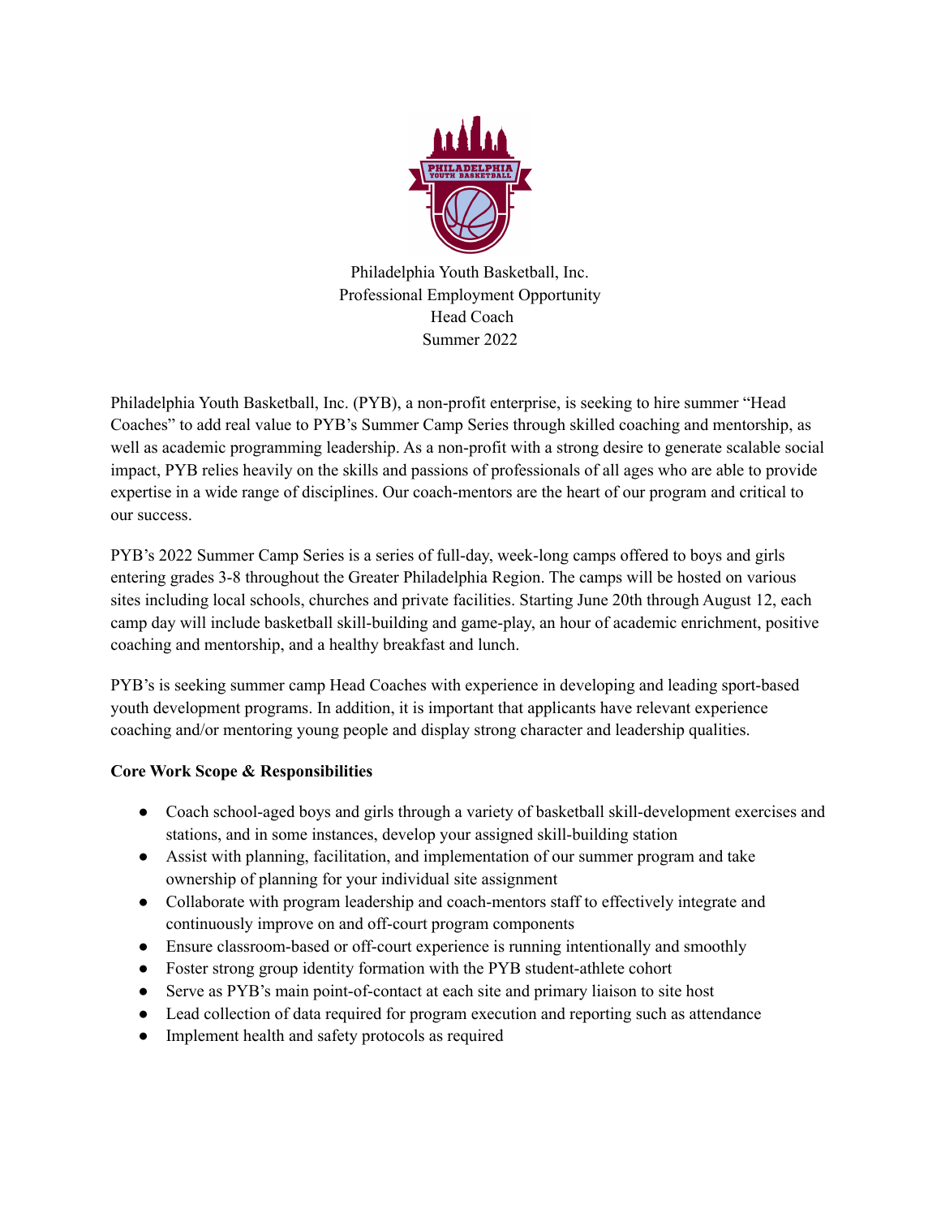Philadelphia Youth Basketball, Inc.
Professional Employment Opportunity
Head Coach
Summer 2022

Philadelphia Youth Basketball, Inc. (PYB), a non-profit enterprise, is seeking to hire summer "Head Coaches" to add real value to PYB's Summer Camp Series through skilled coaching and mentorship, as well as academic programming leadership. As a non-profit with a strong desire to generate scalable social impact, PYB relies heavily on the skills and passions of professionals of all ages who are able to provide expertise in a wide range of disciplines. Our coach-mentors are the heart of our program and critical to our success.

PYB's 2022 Summer Camp Series is a series of full-day, week-long camps offered to boys and girls entering grades 3-8 throughout the Greater Philadelphia Region. The camps will be hosted on various sites including local schools, churches and private facilities. Starting June 20th through August 12, each camp day will include basketball skill-building and game-play, an hour of academic enrichment, positive coaching and mentorship, and a healthy breakfast and lunch.

PYB's is seeking summer camp Head Coaches with experience in developing and leading sport-based youth development programs. In addition, it is important that applicants have relevant experience coaching and/or mentoring young people and display strong character and leadership qualities.

**Core Work Scope & Responsibilities**

- Coach school-aged boys and girls through a variety of basketball skill-development exercises and stations, and in some instances, develop your assigned skill-building station
- Assist with planning, facilitation, and implementation of our summer program and take ownership of planning for your individual site assignment
- Collaborate with program leadership and coach-mentors staff to effectively integrate and continuously improve on and off-court program components
- Ensure classroom-based or off-court experience is running intentionally and smoothly
- Foster strong group identity formation with the PYB student-athlete cohort
- Serve as PYB's main point-of-contact at each site and primary liaison to site host
- Lead collection of data required for program execution and reporting such as attendance
- Implement health and safety protocols as required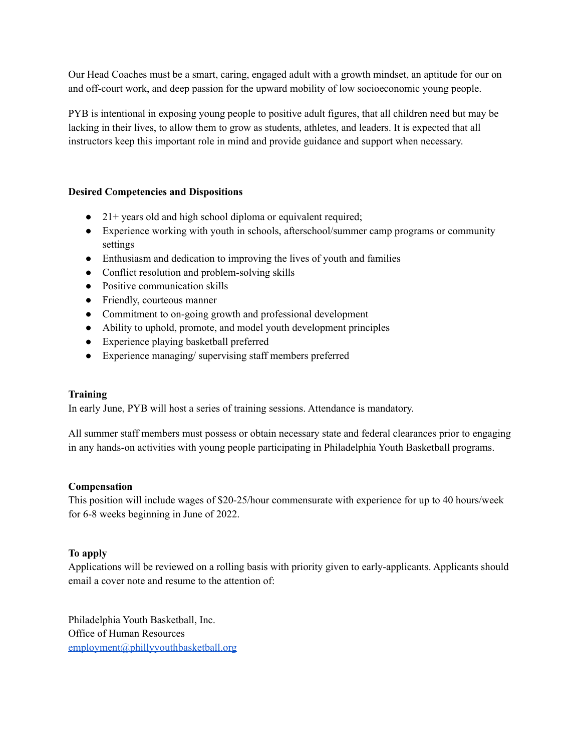Our Head Coaches must be a smart, caring, engaged adult with a growth mindset, an aptitude for our on and off-court work, and deep passion for the upward mobility of low socioeconomic young people.

PYB is intentional in exposing young people to positive adult figures, that all children need but may be lacking in their lives, to allow them to grow as students, athletes, and leaders. It is expected that all instructors keep this important role in mind and provide guidance and support when necessary.

**Desired Competencies and Dispositions**

- 21+ years old and high school diploma or equivalent required;
- Experience working with youth in schools, afterschool/summer camp programs or community settings
- Enthusiasm and dedication to improving the lives of youth and families
- Conflict resolution and problem-solving skills
- Positive communication skills
- Friendly, courteous manner
- Commitment to on-going growth and professional development
- Ability to uphold, promote, and model youth development principles
- Experience playing basketball preferred
- Experience managing/ supervising staff members preferred

**Training**

In early June, PYB will host a series of training sessions. Attendance is mandatory.

All summer staff members must possess or obtain necessary state and federal clearances prior to engaging in any hands-on activities with young people participating in Philadelphia Youth Basketball programs.

**Compensation**

This position will include wages of $20-25/hour commensurate with experience for up to 40 hours/week for 6-8 weeks beginning in June of 2022.

**To apply**

Applications will be reviewed on a rolling basis with priority given to early-applicants. Applicants should email a cover note and resume to the attention of:

Philadelphia Youth Basketball, Inc.
Office of Human Resources
employment@phillyyouthbasketball.org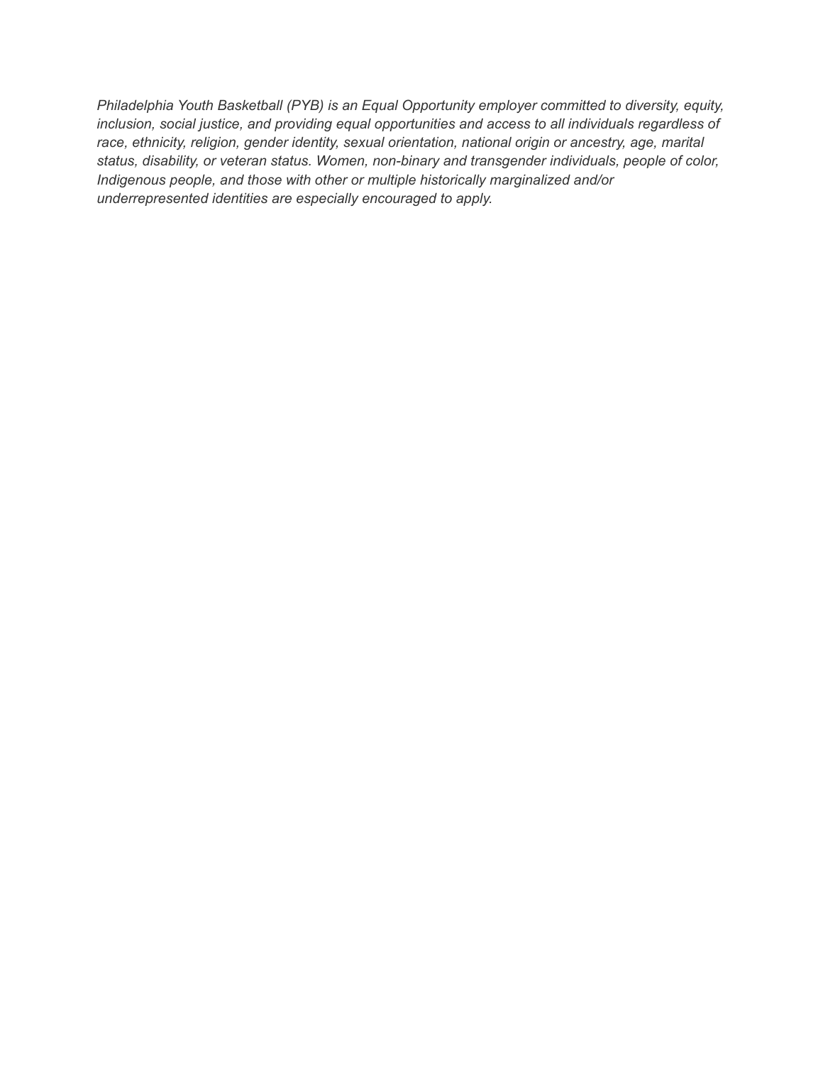*Philadelphia Youth Basketball (PYB) is an Equal Opportunity employer committed to diversity, equity, inclusion, social justice, and providing equal opportunities and access to all individuals regardless of race, ethnicity, religion, gender identity, sexual orientation, national origin or ancestry, age, marital status, disability, or veteran status. Women, non-binary and transgender individuals, people of color, Indigenous people, and those with other or multiple historically marginalized and/or underrepresented identities are especially encouraged to apply.*